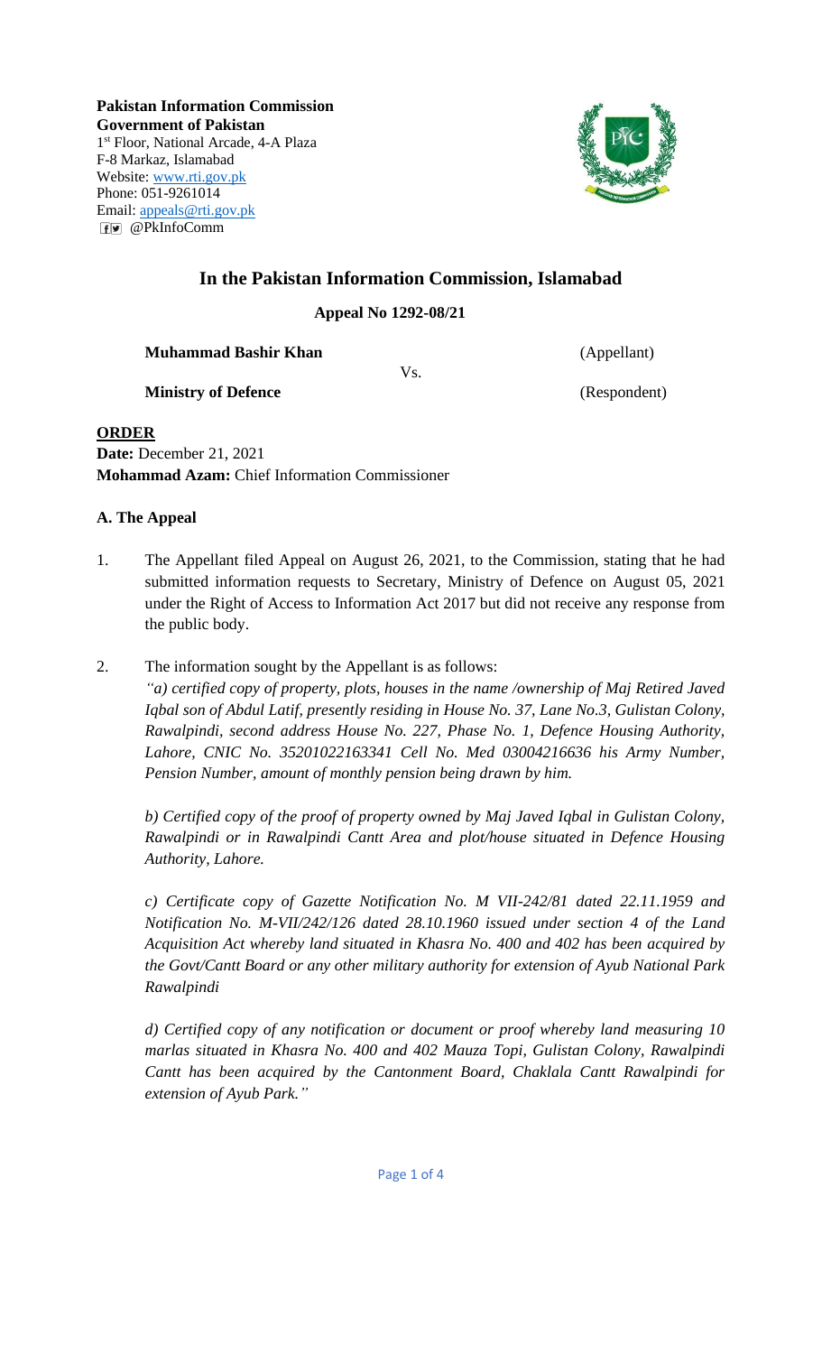**Pakistan Information Commission**
**Government of Pakistan**
1st Floor, National Arcade, 4-A Plaza
F-8 Markaz, Islamabad
Website: www.rti.gov.pk
Phone: 051-9261014
Email: appeals@rti.gov.pk
@PkInfoComm

## In the Pakistan Information Commission, Islamabad

**Appeal No 1292-08/21**

**Muhammad Bashir Khan** (Appellant)

Vs.

**Ministry of Defence** (Respondent)

**ORDER**

**Date:** December 21, 2021
**Mohammad Azam:** Chief Information Commissioner

### A. The Appeal

1. The Appellant filed Appeal on August 26, 2021, to the Commission, stating that he had submitted information requests to Secretary, Ministry of Defence on August 05, 2021 under the Right of Access to Information Act 2017 but did not receive any response from the public body.

2. The information sought by the Appellant is as follows:

   *"a) certified copy of property, plots, houses in the name /ownership of Maj Retired Javed Iqbal son of Abdul Latif, presently residing in House No. 37, Lane No.3, Gulistan Colony, Rawalpindi, second address House No. 227, Phase No. 1, Defence Housing Authority, Lahore, CNIC No. 35201022163341 Cell No. Med 03004216636 his Army Number, Pension Number, amount of monthly pension being drawn by him.*

   *b) Certified copy of the proof of property owned by Maj Javed Iqbal in Gulistan Colony, Rawalpindi or in Rawalpindi Cantt Area and plot/house situated in Defence Housing Authority, Lahore.*

   *c) Certificate copy of Gazette Notification No. M VII-242/81 dated 22.11.1959 and Notification No. M-VII/242/126 dated 28.10.1960 issued under section 4 of the Land Acquisition Act whereby land situated in Khasra No. 400 and 402 has been acquired by the Govt/Cantt Board or any other military authority for extension of Ayub National Park Rawalpindi*

   *d) Certified copy of any notification or document or proof whereby land measuring 10 marlas situated in Khasra No. 400 and 402 Mauza Topi, Gulistan Colony, Rawalpindi Cantt has been acquired by the Cantonment Board, Chaklala Cantt Rawalpindi for extension of Ayub Park."*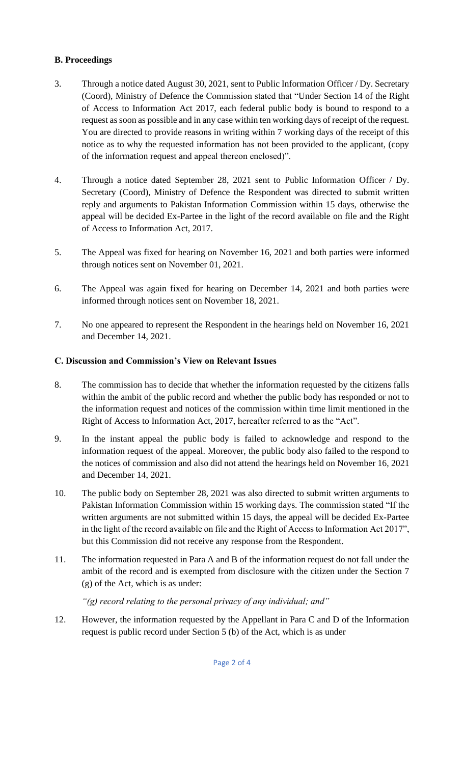## B. Proceedings

3. Through a notice dated August 30, 2021, sent to Public Information Officer / Dy. Secretary (Coord), Ministry of Defence the Commission stated that "Under Section 14 of the Right of Access to Information Act 2017, each federal public body is bound to respond to a request as soon as possible and in any case within ten working days of receipt of the request. You are directed to provide reasons in writing within 7 working days of the receipt of this notice as to why the requested information has not been provided to the applicant, (copy of the information request and appeal thereon enclosed)".

4. Through a notice dated September 28, 2021 sent to Public Information Officer / Dy. Secretary (Coord), Ministry of Defence the Respondent was directed to submit written reply and arguments to Pakistan Information Commission within 15 days, otherwise the appeal will be decided Ex-Partee in the light of the record available on file and the Right of Access to Information Act, 2017.

5. The Appeal was fixed for hearing on November 16, 2021 and both parties were informed through notices sent on November 01, 2021.

6. The Appeal was again fixed for hearing on December 14, 2021 and both parties were informed through notices sent on November 18, 2021.

7. No one appeared to represent the Respondent in the hearings held on November 16, 2021 and December 14, 2021.

## C. Discussion and Commission's View on Relevant Issues

8. The commission has to decide that whether the information requested by the citizens falls within the ambit of the public record and whether the public body has responded or not to the information request and notices of the commission within time limit mentioned in the Right of Access to Information Act, 2017, hereafter referred to as the "Act".

9. In the instant appeal the public body is failed to acknowledge and respond to the information request of the appeal. Moreover, the public body also failed to the respond to the notices of commission and also did not attend the hearings held on November 16, 2021 and December 14, 2021.

10. The public body on September 28, 2021 was also directed to submit written arguments to Pakistan Information Commission within 15 working days. The commission stated "If the written arguments are not submitted within 15 days, the appeal will be decided Ex-Partee in the light of the record available on file and the Right of Access to Information Act 2017", but this Commission did not receive any response from the Respondent.

11. The information requested in Para A and B of the information request do not fall under the ambit of the record and is exempted from disclosure with the citizen under the Section 7 (g) of the Act, which is as under:

    *"(g) record relating to the personal privacy of any individual; and"*

12. However, the information requested by the Appellant in Para C and D of the Information request is public record under Section 5 (b) of the Act, which is as under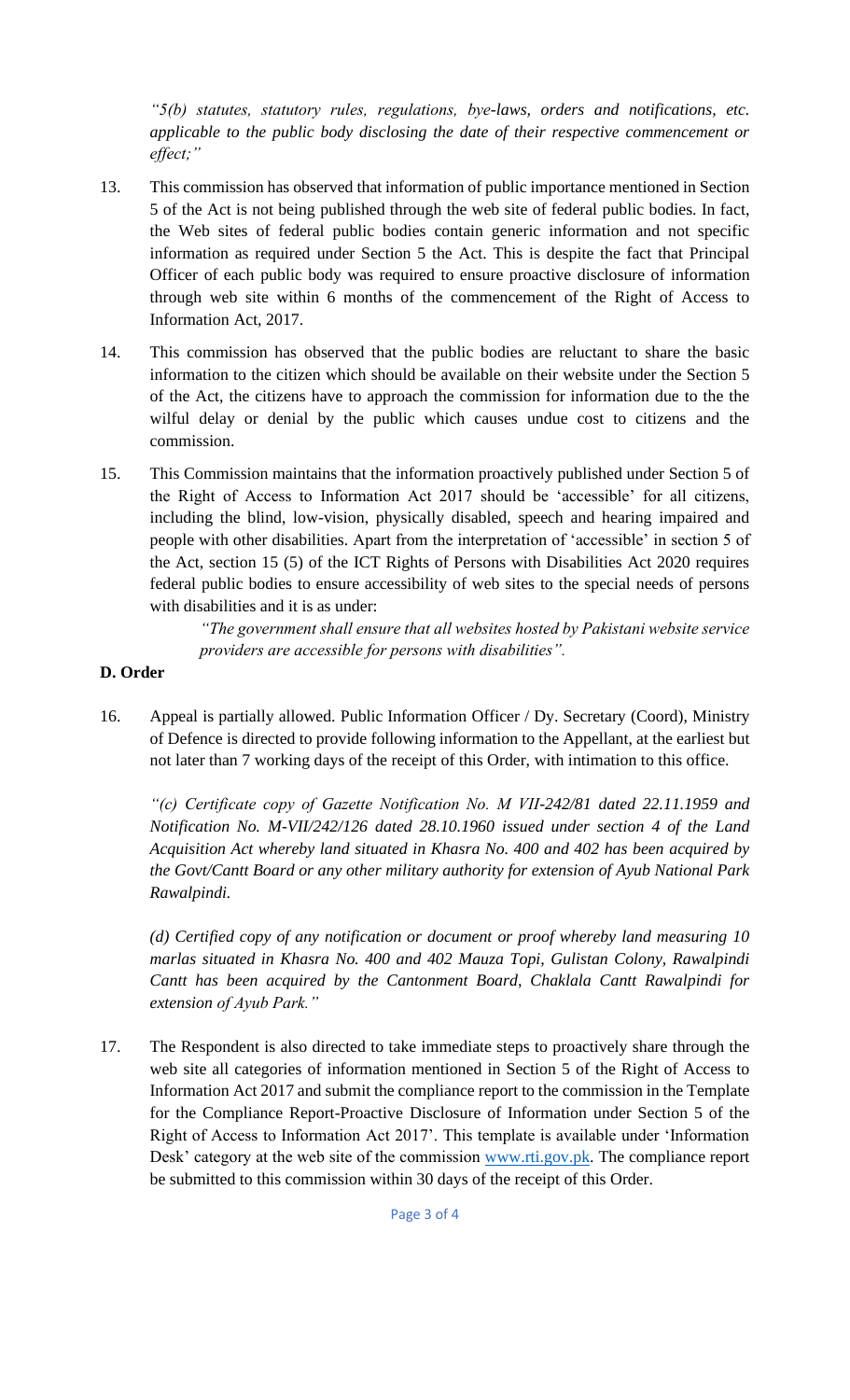*"5(b) statutes, statutory rules, regulations, bye-laws, orders and notifications, etc. applicable to the public body disclosing the date of their respective commencement or effect;"*

13. This commission has observed that information of public importance mentioned in Section 5 of the Act is not being published through the web site of federal public bodies. In fact, the Web sites of federal public bodies contain generic information and not specific information as required under Section 5 the Act. This is despite the fact that Principal Officer of each public body was required to ensure proactive disclosure of information through web site within 6 months of the commencement of the Right of Access to Information Act, 2017.

14. This commission has observed that the public bodies are reluctant to share the basic information to the citizen which should be available on their website under the Section 5 of the Act, the citizens have to approach the commission for information due to the the wilful delay or denial by the public which causes undue cost to citizens and the commission.

15. This Commission maintains that the information proactively published under Section 5 of the Right of Access to Information Act 2017 should be 'accessible' for all citizens, including the blind, low-vision, physically disabled, speech and hearing impaired and people with other disabilities. Apart from the interpretation of 'accessible' in section 5 of the Act, section 15 (5) of the ICT Rights of Persons with Disabilities Act 2020 requires federal public bodies to ensure accessibility of web sites to the special needs of persons with disabilities and it is as under:

    *"The government shall ensure that all websites hosted by Pakistani website service providers are accessible for persons with disabilities".*

**D. Order**

16. Appeal is partially allowed. Public Information Officer / Dy. Secretary (Coord), Ministry of Defence is directed to provide following information to the Appellant, at the earliest but not later than 7 working days of the receipt of this Order, with intimation to this office.

    *"(c) Certificate copy of Gazette Notification No. M VII-242/81 dated 22.11.1959 and Notification No. M-VII/242/126 dated 28.10.1960 issued under section 4 of the Land Acquisition Act whereby land situated in Khasra No. 400 and 402 has been acquired by the Govt/Cantt Board or any other military authority for extension of Ayub National Park Rawalpindi.*

    *(d) Certified copy of any notification or document or proof whereby land measuring 10 marlas situated in Khasra No. 400 and 402 Mauza Topi, Gulistan Colony, Rawalpindi Cantt has been acquired by the Cantonment Board, Chaklala Cantt Rawalpindi for extension of Ayub Park."*

17. The Respondent is also directed to take immediate steps to proactively share through the web site all categories of information mentioned in Section 5 of the Right of Access to Information Act 2017 and submit the compliance report to the commission in the Template for the Compliance Report-Proactive Disclosure of Information under Section 5 of the Right of Access to Information Act 2017'. This template is available under 'Information Desk' category at the web site of the commission www.rti.gov.pk. The compliance report be submitted to this commission within 30 days of the receipt of this Order.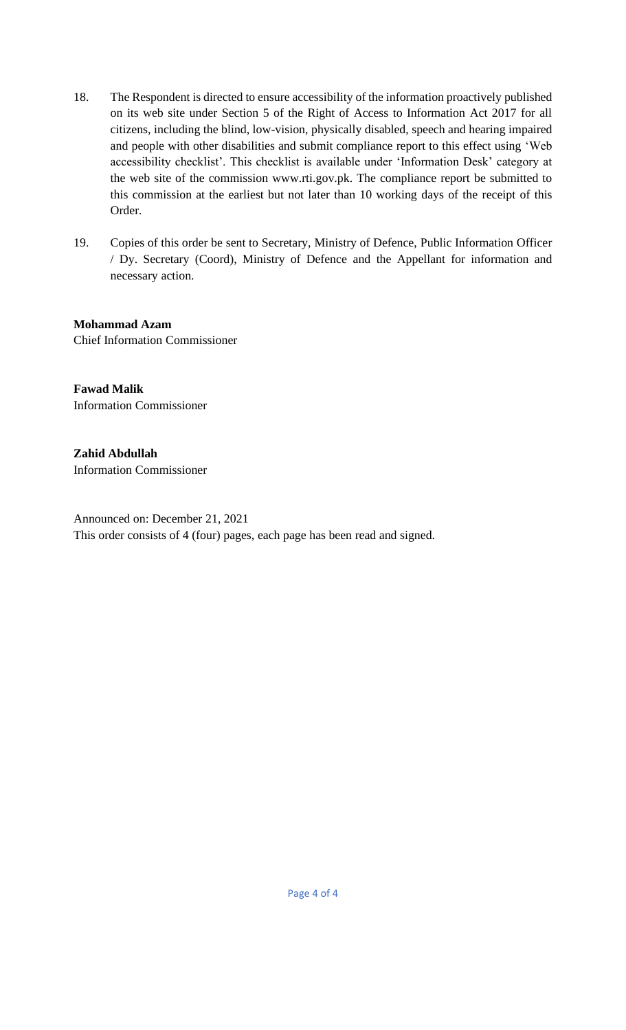18. The Respondent is directed to ensure accessibility of the information proactively published on its web site under Section 5 of the Right of Access to Information Act 2017 for all citizens, including the blind, low-vision, physically disabled, speech and hearing impaired and people with other disabilities and submit compliance report to this effect using 'Web accessibility checklist'. This checklist is available under 'Information Desk' category at the web site of the commission www.rti.gov.pk. The compliance report be submitted to this commission at the earliest but not later than 10 working days of the receipt of this Order.

19. Copies of this order be sent to Secretary, Ministry of Defence, Public Information Officer / Dy. Secretary (Coord), Ministry of Defence and the Appellant for information and necessary action.

**Mohammad Azam**
Chief Information Commissioner

**Fawad Malik**
Information Commissioner

**Zahid Abdullah**
Information Commissioner

Announced on: December 21, 2021
This order consists of 4 (four) pages, each page has been read and signed.